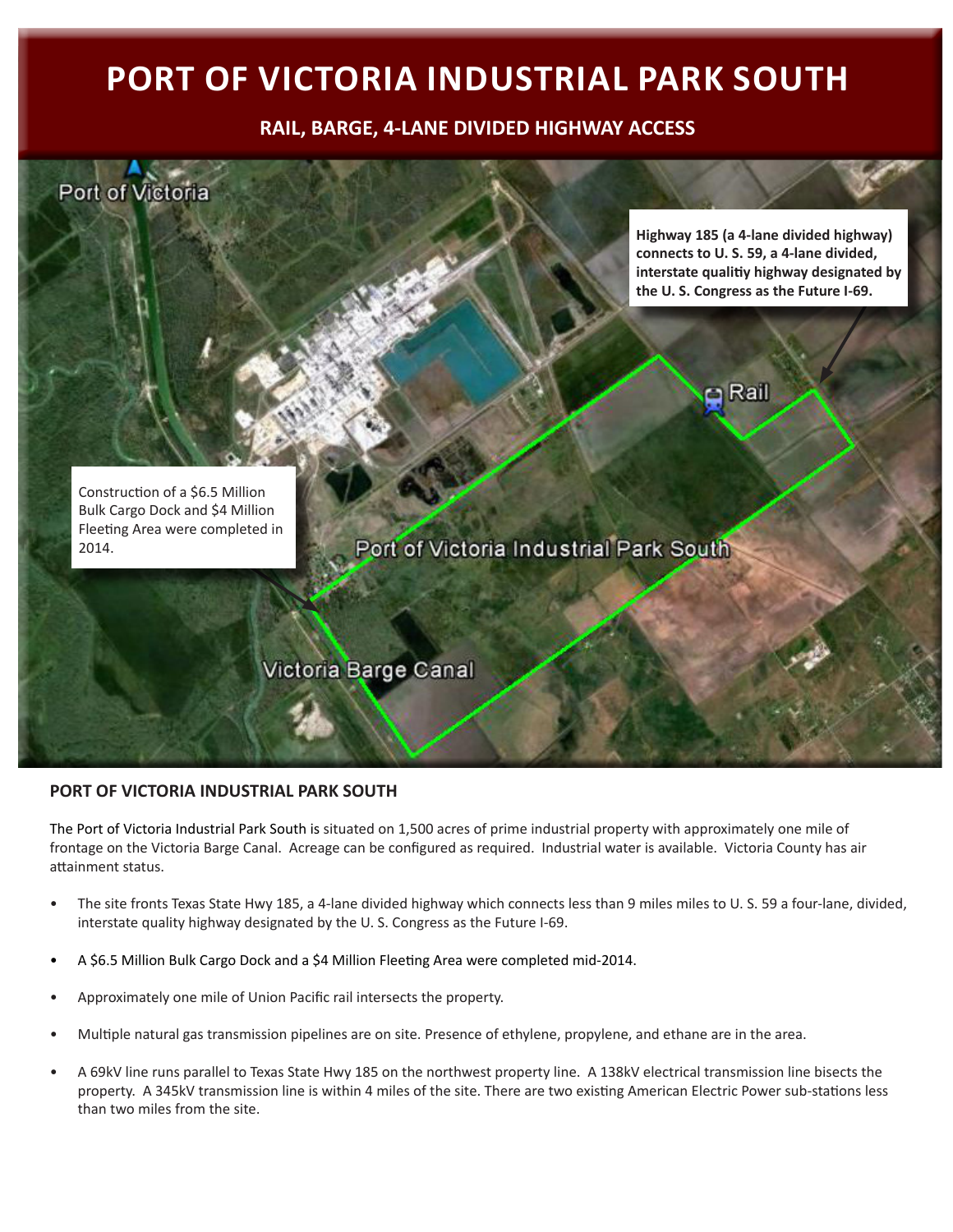# PORT OF VICTORIA INDUSTRIAL PARK SOUTH

**RAIL, BARGE, 4-LANE DIVIDED HIGHWAY ACCESS**

Port of Victoria

**Highway 185 (a 4-lane divided highway) connects to U. S. 59, a 4-lane divided, interstate qualitiy highway designated by the U. S. Congress as the Future I-69.**

Rail

Construction of a $6.5 Million Bulk Cargo Dock and $4 Million Fleeting Area were completed in 2014.

Port of Victoria Industrial Park South

Victoria Barge Canal

## PORT OF VICTORIA INDUSTRIAL PARK SOUTH

The Port of Victoria Industrial Park South is situated on 1,500 acres of prime industrial property with approximately one mile of frontage on the Victoria Barge Canal. Acreage can be configured as required. Industrial water is available. Victoria County has air attainment status.

- The site fronts Texas State Hwy 185, a 4-lane divided highway which connects less than 9 miles miles to U. S. 59 a four-lane, divided, interstate quality highway designated by the U. S. Congress as the Future I-69.
- A $6.5 Million Bulk Cargo Dock and a $4 Million Fleeting Area were completed mid-2014.
- Approximately one mile of Union Pacific rail intersects the property.
- Multiple natural gas transmission pipelines are on site. Presence of ethylene, propylene, and ethane are in the area.
- A 69kV line runs parallel to Texas State Hwy 185 on the northwest property line. A 138kV electrical transmission line bisects the property. A 345kV transmission line is within 4 miles of the site. There are two existing American Electric Power sub-stations less than two miles from the site.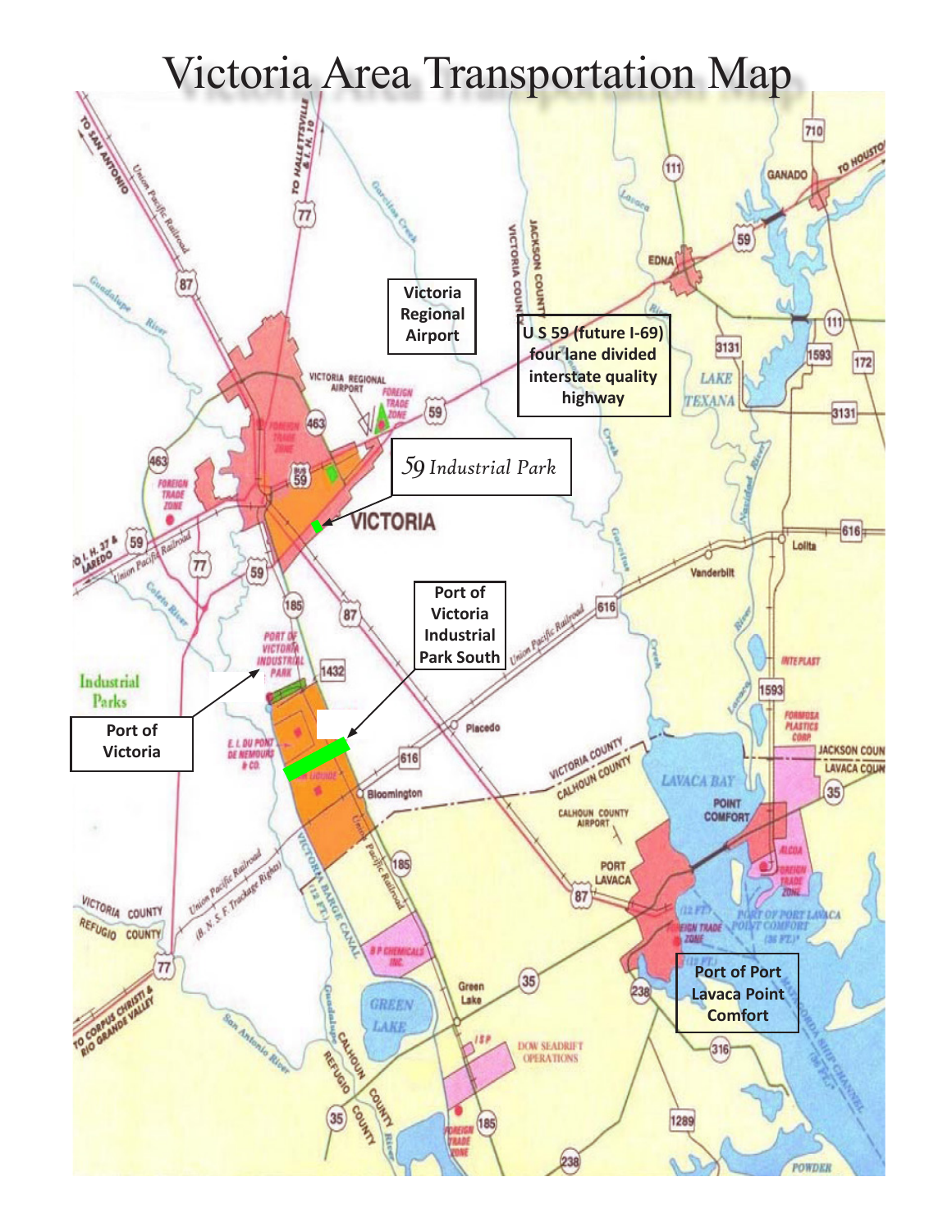# Victoria Area Transportation Map

Victoria Regional Airport

U S 59 (future I-69) four lane divided interstate quality highway

*59 Industrial Park*

Port of Victoria Industrial Park South

Port of Victoria

Port of Port Lavaca Point Comfort

Industrial Parks